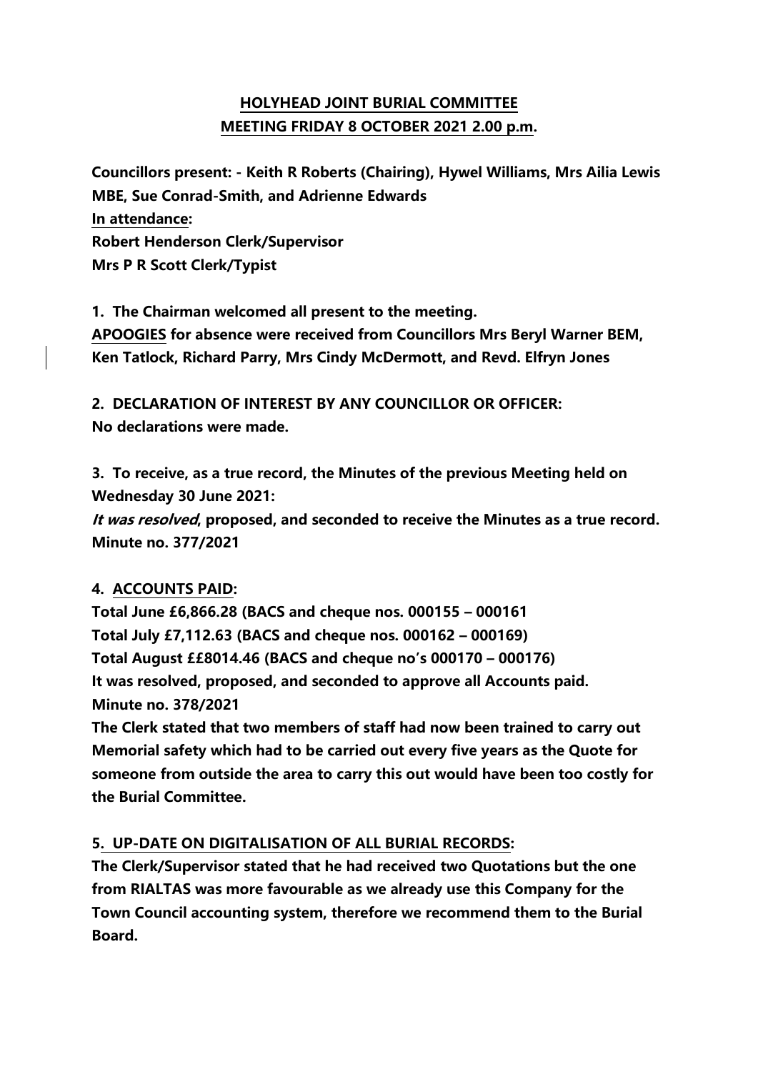# HOLYHEAD JOINT BURIAL COMMITTEE
## MEETING FRIDAY 8 OCTOBER 2021 2.00 p.m.

**Councillors present: - Keith R Roberts (Chairing), Hywel Williams, Mrs Ailia Lewis MBE, Sue Conrad-Smith, and Adrienne Edwards**
**In attendance:**
**Robert Henderson Clerk/Supervisor**
**Mrs P R Scott Clerk/Typist**

**1. The Chairman welcomed all present to the meeting.**
**APOOGIES for absence were received from Councillors Mrs Beryl Warner BEM, Ken Tatlock, Richard Parry, Mrs Cindy McDermott, and Revd. Elfryn Jones**

**2. DECLARATION OF INTEREST BY ANY COUNCILLOR OR OFFICER:**
**No declarations were made.**

**3. To receive, as a true record, the Minutes of the previous Meeting held on Wednesday 30 June 2021:**
***It was resolved*, proposed, and seconded to receive the Minutes as a true record.**
**Minute no. 377/2021**

**4. ACCOUNTS PAID:**
**Total June £6,866.28 (BACS and cheque nos. 000155 – 000161**
**Total July £7,112.63 (BACS and cheque nos. 000162 – 000169)**
**Total August ££8014.46 (BACS and cheque no's 000170 – 000176)**
**It was resolved, proposed, and seconded to approve all Accounts paid.**
**Minute no. 378/2021**
**The Clerk stated that two members of staff had now been trained to carry out Memorial safety which had to be carried out every five years as the Quote for someone from outside the area to carry this out would have been too costly for the Burial Committee.**

**5. UP-DATE ON DIGITALISATION OF ALL BURIAL RECORDS:**
**The Clerk/Supervisor stated that he had received two Quotations but the one from RIALTAS was more favourable as we already use this Company for the Town Council accounting system, therefore we recommend them to the Burial Board.**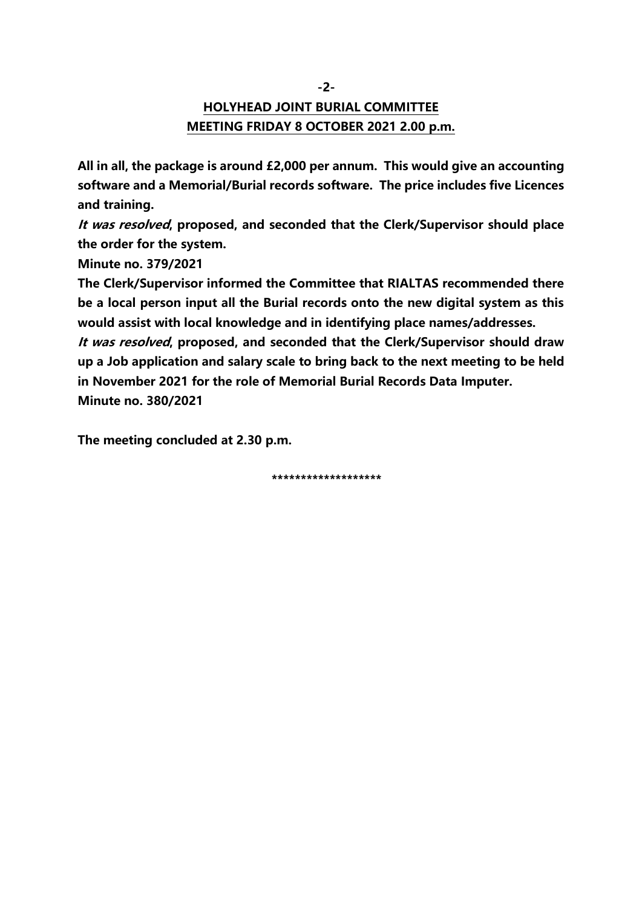## HOLYHEAD JOINT BURIAL COMMITTEE
## MEETING FRIDAY 8 OCTOBER 2021 2.00 p.m.

**All in all, the package is around £2,000 per annum. This would give an accounting software and a Memorial/Burial records software. The price includes five Licences and training.**

***It was resolved*, proposed, and seconded that the Clerk/Supervisor should place the order for the system.**

**Minute no. 379/2021**

**The Clerk/Supervisor informed the Committee that RIALTAS recommended there be a local person input all the Burial records onto the new digital system as this would assist with local knowledge and in identifying place names/addresses.**

***It was resolved*, proposed, and seconded that the Clerk/Supervisor should draw up a Job application and salary scale to bring back to the next meeting to be held in November 2021 for the role of Memorial Burial Records Data Imputer.**

**Minute no. 380/2021**

**The meeting concluded at 2.30 p.m.**

*******************